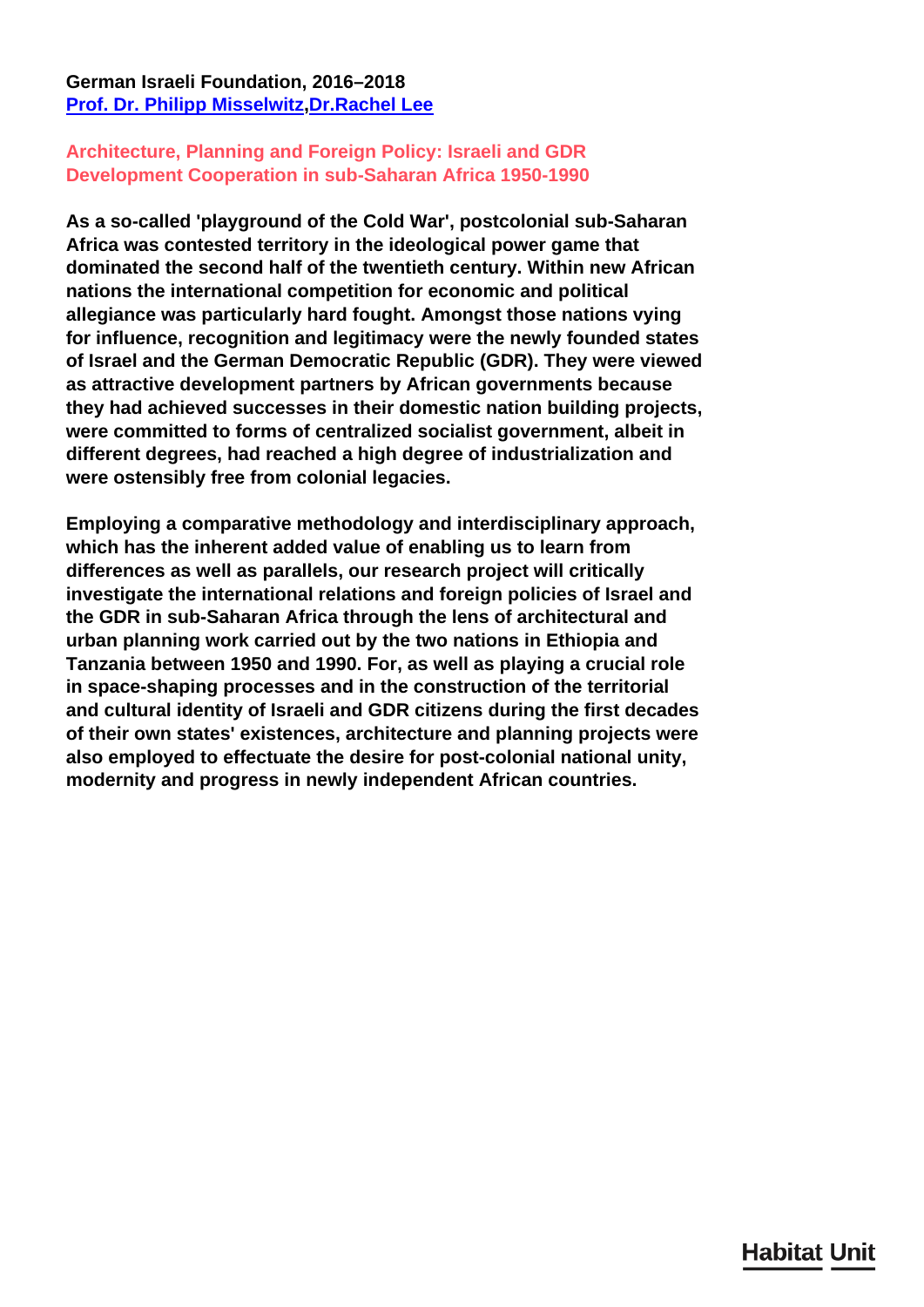**German Israeli Foundation, 2016–2018**
**Prof. Dr. Philipp Misselwitz,Dr.Rachel Lee**

## Architecture, Planning and Foreign Policy: Israeli and GDR Development Cooperation in sub-Saharan Africa 1950-1990

**As a so-called 'playground of the Cold War', postcolonial sub-Saharan Africa was contested territory in the ideological power game that dominated the second half of the twentieth century. Within new African nations the international competition for economic and political allegiance was particularly hard fought. Amongst those nations vying for influence, recognition and legitimacy were the newly founded states of Israel and the German Democratic Republic (GDR). They were viewed as attractive development partners by African governments because they had achieved successes in their domestic nation building projects, were committed to forms of centralized socialist government, albeit in different degrees, had reached a high degree of industrialization and were ostensibly free from colonial legacies.**

**Employing a comparative methodology and interdisciplinary approach, which has the inherent added value of enabling us to learn from differences as well as parallels, our research project will critically investigate the international relations and foreign policies of Israel and the GDR in sub-Saharan Africa through the lens of architectural and urban planning work carried out by the two nations in Ethiopia and Tanzania between 1950 and 1990. For, as well as playing a crucial role in space-shaping processes and in the construction of the territorial and cultural identity of Israeli and GDR citizens during the first decades of their own states' existences, architecture and planning projects were also employed to effectuate the desire for post-colonial national unity, modernity and progress in newly independent African countries.**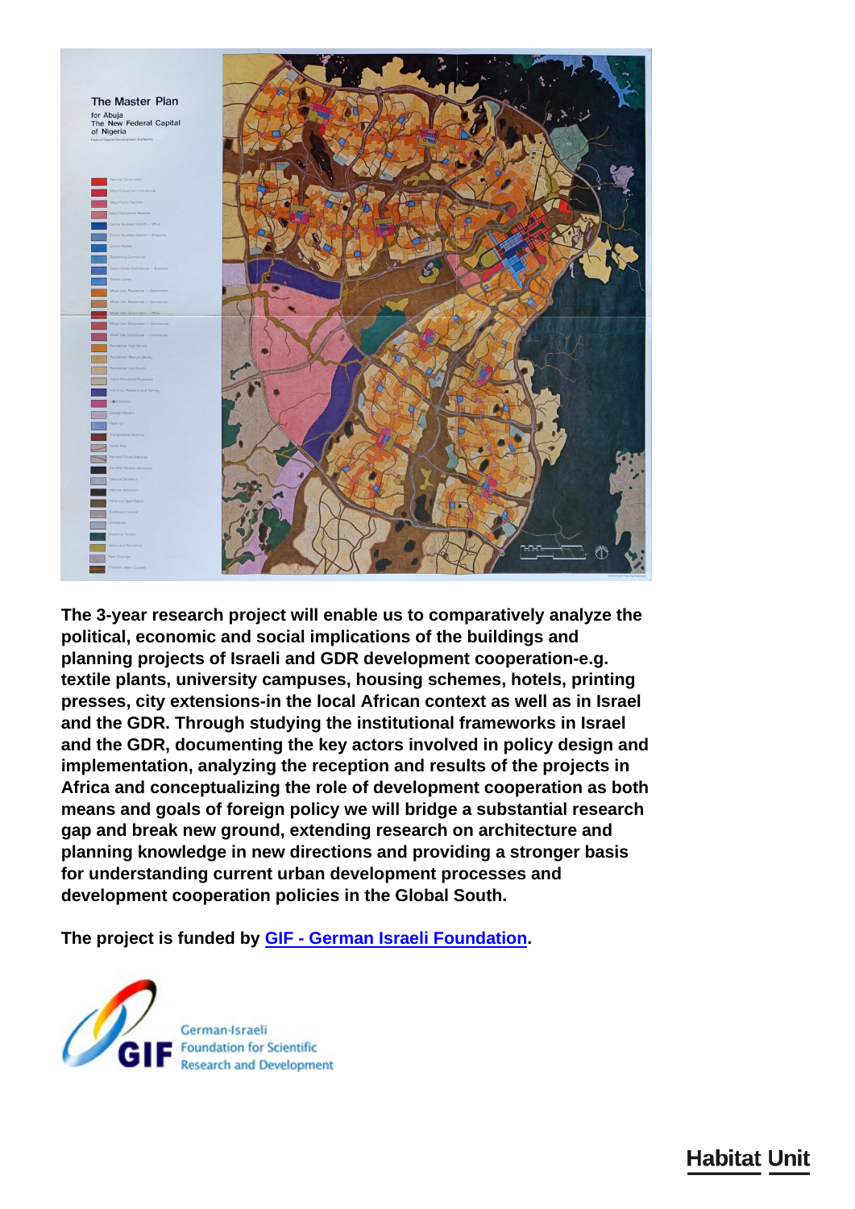**The 3-year research project will enable us to comparatively analyze the political, economic and social implications of the buildings and planning projects of Israeli and GDR development cooperation-e.g. textile plants, university campuses, housing schemes, hotels, printing presses, city extensions-in the local African context as well as in Israel and the GDR. Through studying the institutional frameworks in Israel and the GDR, documenting the key actors involved in policy design and implementation, analyzing the reception and results of the projects in Africa and conceptualizing the role of development cooperation as both means and goals of foreign policy we will bridge a substantial research gap and break new ground, extending research on architecture and planning knowledge in new directions and providing a stronger basis for understanding current urban development processes and development cooperation policies in the Global South.**

**The project is funded by [GIF - German Israeli Foundation](GIF - German Israeli Foundation).**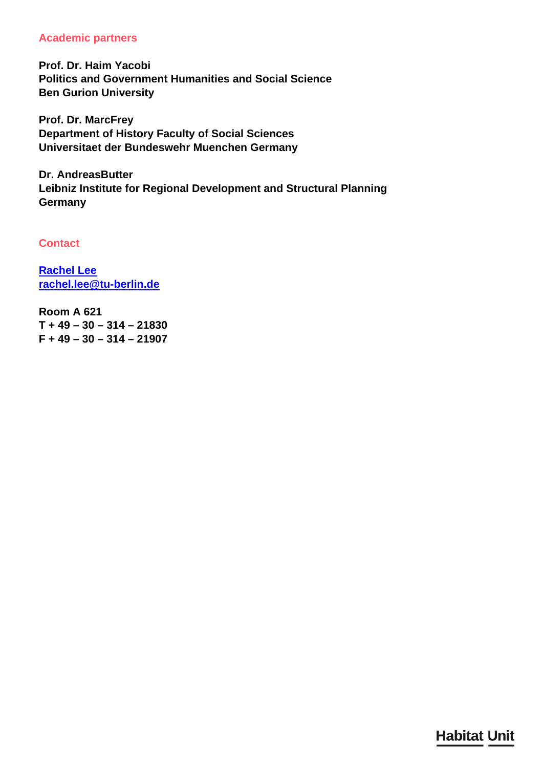## Academic partners

**Prof. Dr. Haim Yacobi**
**Politics and Government Humanities and Social Science**
**Ben Gurion University**

**Prof. Dr. MarcFrey**
**Department of History Faculty of Social Sciences**
**Universitaet der Bundeswehr Muenchen Germany**

**Dr. AndreasButter**
**Leibniz Institute for Regional Development and Structural Planning**
**Germany**

## Contact

**Rachel Lee**
**rachel.lee@tu-berlin.de**

**Room A 621**
**T + 49 – 30 – 314 – 21830**
**F + 49 – 30 – 314 – 21907**

Habitat Unit